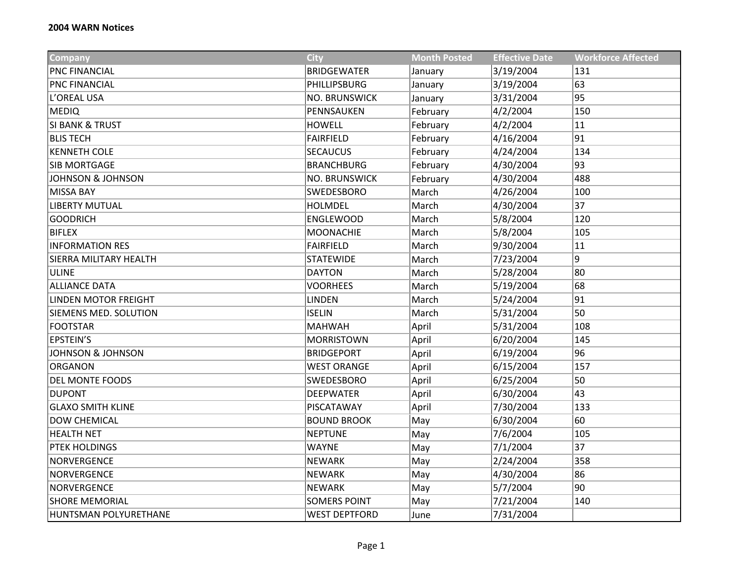**2004 WARN Notices**

| Company | City | Month Posted | Effective Date | Workforce Affected |
|---|---|---|---|---|
| PNC FINANCIAL | BRIDGEWATER | January | 3/19/2004 | 131 |
| PNC FINANCIAL | PHILLIPSBURG | January | 3/19/2004 | 63 |
| L’OREAL USA | NO. BRUNSWICK | January | 3/31/2004 | 95 |
| MEDIQ | PENNSAUKEN | February | 4/2/2004 | 150 |
| SI BANK & TRUST | HOWELL | February | 4/2/2004 | 11 |
| BLIS TECH | FAIRFIELD | February | 4/16/2004 | 91 |
| KENNETH COLE | SECAUCUS | February | 4/24/2004 | 134 |
| SIB MORTGAGE | BRANCHBURG | February | 4/30/2004 | 93 |
| JOHNSON & JOHNSON | NO. BRUNSWICK | February | 4/30/2004 | 488 |
| MISSA BAY | SWEDESBORO | March | 4/26/2004 | 100 |
| LIBERTY MUTUAL | HOLMDEL | March | 4/30/2004 | 37 |
| GOODRICH | ENGLEWOOD | March | 5/8/2004 | 120 |
| BIFLEX | MOONACHIE | March | 5/8/2004 | 105 |
| INFORMATION RES | FAIRFIELD | March | 9/30/2004 | 11 |
| SIERRA MILITARY HEALTH | STATEWIDE | March | 7/23/2004 | 9 |
| ULINE | DAYTON | March | 5/28/2004 | 80 |
| ALLIANCE DATA | VOORHEES | March | 5/19/2004 | 68 |
| LINDEN MOTOR FREIGHT | LINDEN | March | 5/24/2004 | 91 |
| SIEMENS MED. SOLUTION | ISELIN | March | 5/31/2004 | 50 |
| FOOTSTAR | MAHWAH | April | 5/31/2004 | 108 |
| EPSTEIN’S | MORRISTOWN | April | 6/20/2004 | 145 |
| JOHNSON & JOHNSON | BRIDGEPORT | April | 6/19/2004 | 96 |
| ORGANON | WEST ORANGE | April | 6/15/2004 | 157 |
| DEL MONTE FOODS | SWEDESBORO | April | 6/25/2004 | 50 |
| DUPONT | DEEPWATER | April | 6/30/2004 | 43 |
| GLAXO SMITH KLINE | PISCATAWAY | April | 7/30/2004 | 133 |
| DOW CHEMICAL | BOUND BROOK | May | 6/30/2004 | 60 |
| HEALTH NET | NEPTUNE | May | 7/6/2004 | 105 |
| PTEK HOLDINGS | WAYNE | May | 7/1/2004 | 37 |
| NORVERGENCE | NEWARK | May | 2/24/2004 | 358 |
| NORVERGENCE | NEWARK | May | 4/30/2004 | 86 |
| NORVERGENCE | NEWARK | May | 5/7/2004 | 90 |
| SHORE MEMORIAL | SOMERS POINT | May | 7/21/2004 | 140 |
| HUNTSMAN POLYURETHANE | WEST DEPTFORD | June | 7/31/2004 | |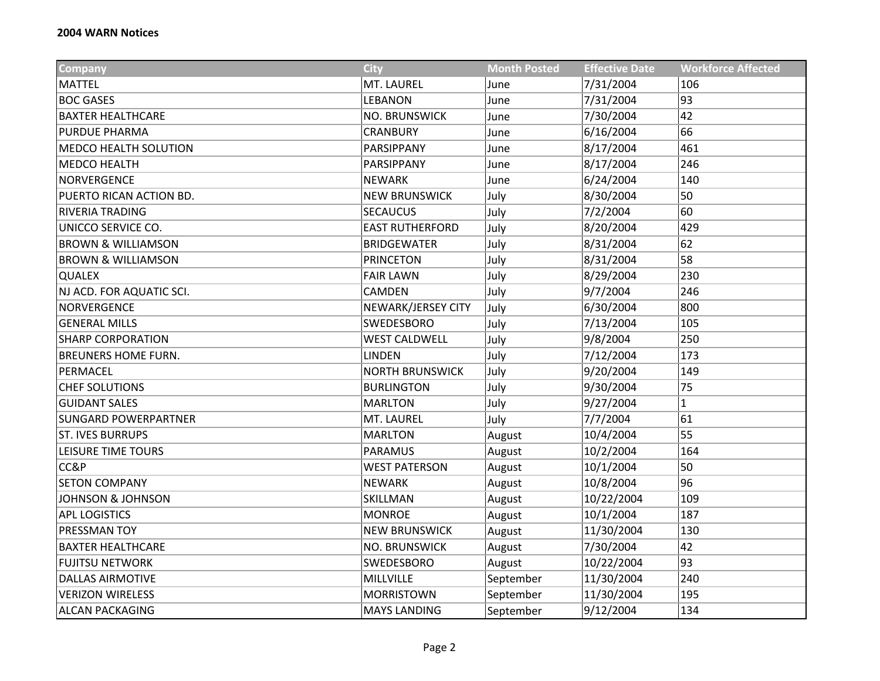**2004 WARN Notices**

| Company | City | Month Posted | Effective Date | Workforce Affected |
|---|---|---|---|---|
| MATTEL | MT. LAUREL | June | 7/31/2004 | 106 |
| BOC GASES | LEBANON | June | 7/31/2004 | 93 |
| BAXTER HEALTHCARE | NO. BRUNSWICK | June | 7/30/2004 | 42 |
| PURDUE PHARMA | CRANBURY | June | 6/16/2004 | 66 |
| MEDCO HEALTH SOLUTION | PARSIPPANY | June | 8/17/2004 | 461 |
| MEDCO HEALTH | PARSIPPANY | June | 8/17/2004 | 246 |
| NORVERGENCE | NEWARK | June | 6/24/2004 | 140 |
| PUERTO RICAN ACTION BD. | NEW BRUNSWICK | July | 8/30/2004 | 50 |
| RIVERIA TRADING | SECAUCUS | July | 7/2/2004 | 60 |
| UNICCO SERVICE CO. | EAST RUTHERFORD | July | 8/20/2004 | 429 |
| BROWN & WILLIAMSON | BRIDGEWATER | July | 8/31/2004 | 62 |
| BROWN & WILLIAMSON | PRINCETON | July | 8/31/2004 | 58 |
| QUALEX | FAIR LAWN | July | 8/29/2004 | 230 |
| NJ ACD. FOR AQUATIC SCI. | CAMDEN | July | 9/7/2004 | 246 |
| NORVERGENCE | NEWARK/JERSEY CITY | July | 6/30/2004 | 800 |
| GENERAL MILLS | SWEDESBORO | July | 7/13/2004 | 105 |
| SHARP CORPORATION | WEST CALDWELL | July | 9/8/2004 | 250 |
| BREUNERS HOME FURN. | LINDEN | July | 7/12/2004 | 173 |
| PERMACEL | NORTH BRUNSWICK | July | 9/20/2004 | 149 |
| CHEF SOLUTIONS | BURLINGTON | July | 9/30/2004 | 75 |
| GUIDANT SALES | MARLTON | July | 9/27/2004 | 1 |
| SUNGARD POWERPARTNER | MT. LAUREL | July | 7/7/2004 | 61 |
| ST. IVES BURRUPS | MARLTON | August | 10/4/2004 | 55 |
| LEISURE TIME TOURS | PARAMUS | August | 10/2/2004 | 164 |
| CC&P | WEST PATERSON | August | 10/1/2004 | 50 |
| SETON COMPANY | NEWARK | August | 10/8/2004 | 96 |
| JOHNSON & JOHNSON | SKILLMAN | August | 10/22/2004 | 109 |
| APL LOGISTICS | MONROE | August | 10/1/2004 | 187 |
| PRESSMAN TOY | NEW BRUNSWICK | August | 11/30/2004 | 130 |
| BAXTER HEALTHCARE | NO. BRUNSWICK | August | 7/30/2004 | 42 |
| FUJITSU NETWORK | SWEDESBORO | August | 10/22/2004 | 93 |
| DALLAS AIRMOTIVE | MILLVILLE | September | 11/30/2004 | 240 |
| VERIZON WIRELESS | MORRISTOWN | September | 11/30/2004 | 195 |
| ALCAN PACKAGING | MAYS LANDING | September | 9/12/2004 | 134 |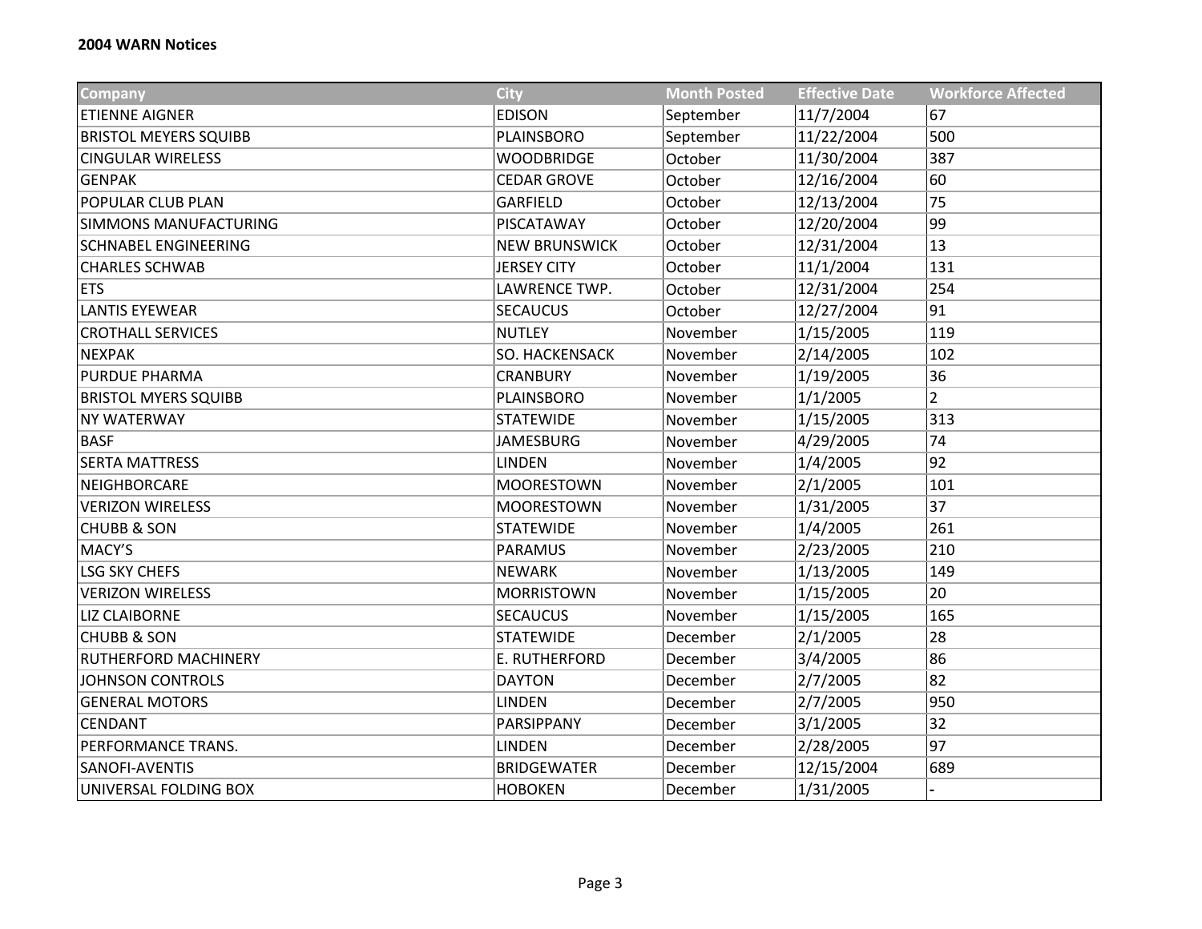**2004 WARN Notices**

| Company | City | Month Posted | Effective Date | Workforce Affected |
|---|---|---|---|---|
| ETIENNE AIGNER | EDISON | September | 11/7/2004 | 67 |
| BRISTOL MEYERS SQUIBB | PLAINSBORO | September | 11/22/2004 | 500 |
| CINGULAR WIRELESS | WOODBRIDGE | October | 11/30/2004 | 387 |
| GENPAK | CEDAR GROVE | October | 12/16/2004 | 60 |
| POPULAR CLUB PLAN | GARFIELD | October | 12/13/2004 | 75 |
| SIMMONS MANUFACTURING | PISCATAWAY | October | 12/20/2004 | 99 |
| SCHNABEL ENGINEERING | NEW BRUNSWICK | October | 12/31/2004 | 13 |
| CHARLES SCHWAB | JERSEY CITY | October | 11/1/2004 | 131 |
| ETS | LAWRENCE TWP. | October | 12/31/2004 | 254 |
| LANTIS EYEWEAR | SECAUCUS | October | 12/27/2004 | 91 |
| CROTHALL SERVICES | NUTLEY | November | 1/15/2005 | 119 |
| NEXPAK | SO. HACKENSACK | November | 2/14/2005 | 102 |
| PURDUE PHARMA | CRANBURY | November | 1/19/2005 | 36 |
| BRISTOL MYERS SQUIBB | PLAINSBORO | November | 1/1/2005 | 2 |
| NY WATERWAY | STATEWIDE | November | 1/15/2005 | 313 |
| BASF | JAMESBURG | November | 4/29/2005 | 74 |
| SERTA MATTRESS | LINDEN | November | 1/4/2005 | 92 |
| NEIGHBORCARE | MOORESTOWN | November | 2/1/2005 | 101 |
| VERIZON WIRELESS | MOORESTOWN | November | 1/31/2005 | 37 |
| CHUBB & SON | STATEWIDE | November | 1/4/2005 | 261 |
| MACY'S | PARAMUS | November | 2/23/2005 | 210 |
| LSG SKY CHEFS | NEWARK | November | 1/13/2005 | 149 |
| VERIZON WIRELESS | MORRISTOWN | November | 1/15/2005 | 20 |
| LIZ CLAIBORNE | SECAUCUS | November | 1/15/2005 | 165 |
| CHUBB & SON | STATEWIDE | December | 2/1/2005 | 28 |
| RUTHERFORD MACHINERY | E. RUTHERFORD | December | 3/4/2005 | 86 |
| JOHNSON CONTROLS | DAYTON | December | 2/7/2005 | 82 |
| GENERAL MOTORS | LINDEN | December | 2/7/2005 | 950 |
| CENDANT | PARSIPPANY | December | 3/1/2005 | 32 |
| PERFORMANCE TRANS. | LINDEN | December | 2/28/2005 | 97 |
| SANOFI-AVENTIS | BRIDGEWATER | December | 12/15/2004 | 689 |
| UNIVERSAL FOLDING BOX | HOBOKEN | December | 1/31/2005 | - |